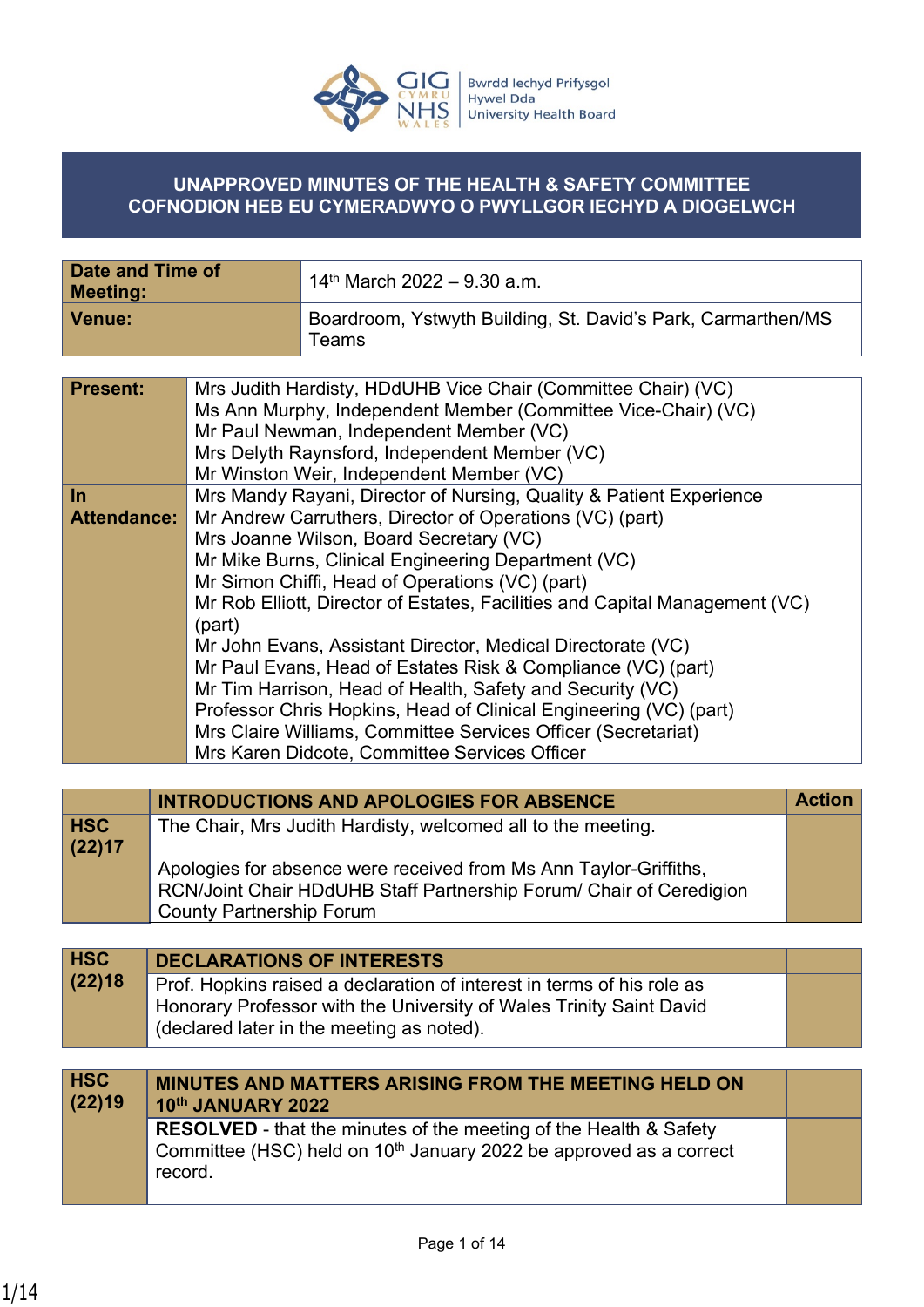Bwrdd Iechyd Prifysgol Hywel Dda University Health Board

# UNAPPROVED MINUTES OF THE HEALTH & SAFETY COMMITTEE
# COFNODION HEB EU CYMERADWYO O PWYLLGOR IECHYD A DIOGELWCH

| | |
|---|---|
| **Date and Time of Meeting:** | 14th March 2022 – 9.30 a.m. |
| **Venue:** | Boardroom, Ystwyth Building, St. David's Park, Carmarthen/MS Teams |

| | |
|---|---|
| **Present:** | Mrs Judith Hardisty, HDdUHB Vice Chair (Committee Chair) (VC)<br>Ms Ann Murphy, Independent Member (Committee Vice-Chair) (VC)<br>Mr Paul Newman, Independent Member (VC)<br>Mrs Delyth Raynsford, Independent Member (VC)<br>Mr Winston Weir, Independent Member (VC) |
| **In Attendance:** | Mrs Mandy Rayani, Director of Nursing, Quality & Patient Experience<br>Mr Andrew Carruthers, Director of Operations (VC) (part)<br>Mrs Joanne Wilson, Board Secretary (VC)<br>Mr Mike Burns, Clinical Engineering Department (VC)<br>Mr Simon Chiffi, Head of Operations (VC) (part)<br>Mr Rob Elliott, Director of Estates, Facilities and Capital Management (VC) (part)<br>Mr John Evans, Assistant Director, Medical Directorate (VC)<br>Mr Paul Evans, Head of Estates Risk & Compliance (VC) (part)<br>Mr Tim Harrison, Head of Health, Safety and Security (VC)<br>Professor Chris Hopkins, Head of Clinical Engineering (VC) (part)<br>Mrs Claire Williams, Committee Services Officer (Secretariat)<br>Mrs Karen Didcote, Committee Services Officer |

| | INTRODUCTIONS AND APOLOGIES FOR ABSENCE | Action |
|---|---|---|
| **HSC (22)17** | The Chair, Mrs Judith Hardisty, welcomed all to the meeting.<br><br>Apologies for absence were received from Ms Ann Taylor-Griffiths, RCN/Joint Chair HDdUHB Staff Partnership Forum/ Chair of Ceredigion County Partnership Forum | |

| | | |
|---|---|---|
| **HSC (22)18** | **DECLARATIONS OF INTERESTS** | |
| | Prof. Hopkins raised a declaration of interest in terms of his role as Honorary Professor with the University of Wales Trinity Saint David (declared later in the meeting as noted). | |

| | | |
|---|---|---|
| **HSC (22)19** | **MINUTES AND MATTERS ARISING FROM THE MEETING HELD ON 10th JANUARY 2022** | |
| | **RESOLVED** - that the minutes of the meeting of the Health & Safety Committee (HSC) held on 10th January 2022 be approved as a correct record. | |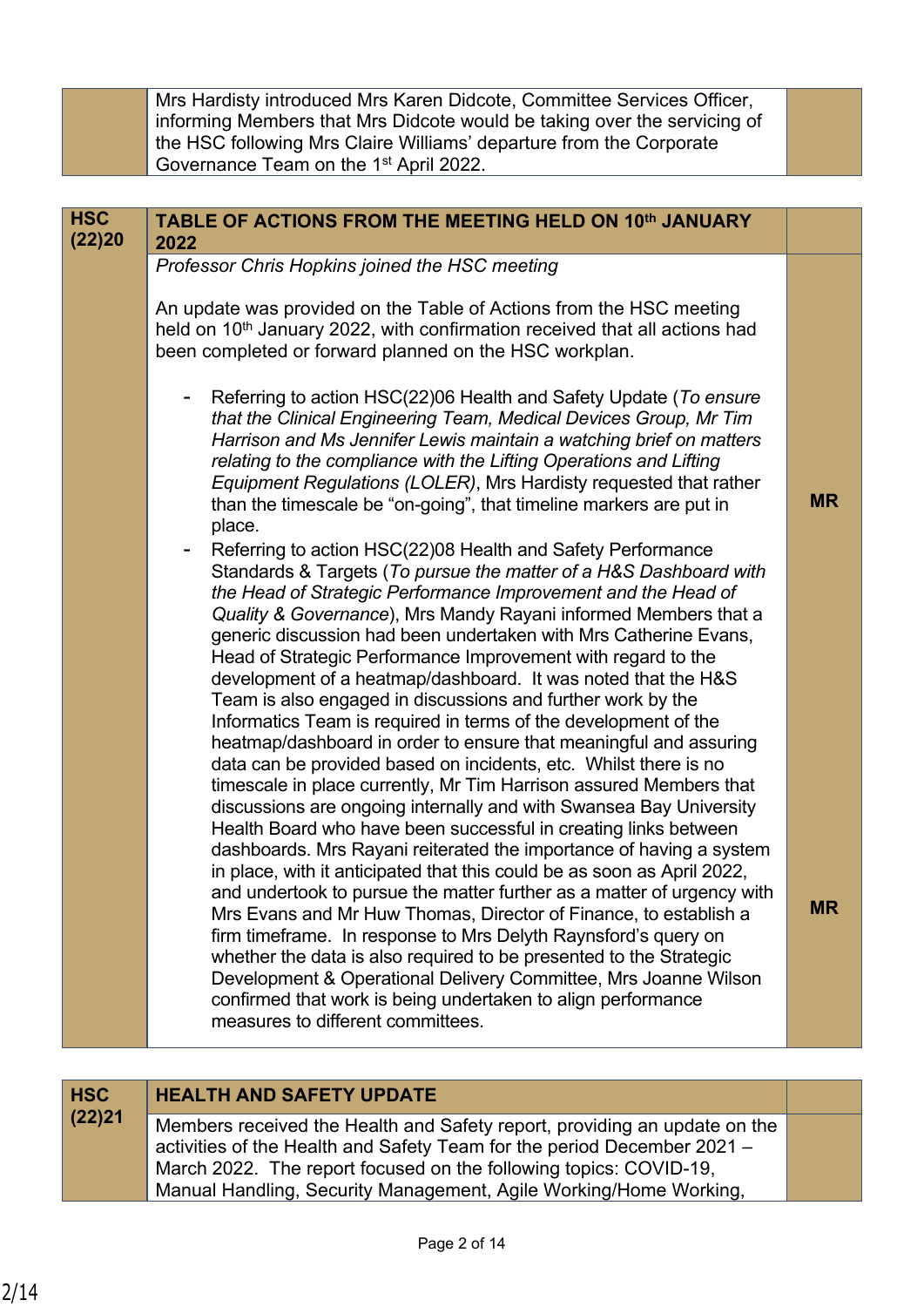| | | |
|---|---|---|
| | Mrs Hardisty introduced Mrs Karen Didcote, Committee Services Officer, informing Members that Mrs Didcote would be taking over the servicing of the HSC following Mrs Claire Williams' departure from the Corporate Governance Team on the 1st April 2022. | |

| HSC (22)20 | TABLE OF ACTIONS FROM THE MEETING HELD ON 10th JANUARY 2022 | |
|---|---|---|
| | *Professor Chris Hopkins joined the HSC meeting*<br><br>An update was provided on the Table of Actions from the HSC meeting held on 10th January 2022, with confirmation received that all actions had been completed or forward planned on the HSC workplan.<br><br>- Referring to action HSC(22)06 Health and Safety Update (*To ensure that the Clinical Engineering Team, Medical Devices Group, Mr Tim Harrison and Ms Jennifer Lewis maintain a watching brief on matters relating to the compliance with the Lifting Operations and Lifting Equipment Regulations (LOLER)*, Mrs Hardisty requested that rather than the timescale be "on-going", that timeline markers are put in place.<br>- Referring to action HSC(22)08 Health and Safety Performance Standards & Targets (*To pursue the matter of a H&S Dashboard with the Head of Strategic Performance Improvement and the Head of Quality & Governance*), Mrs Mandy Rayani informed Members that a generic discussion had been undertaken with Mrs Catherine Evans, Head of Strategic Performance Improvement with regard to the development of a heatmap/dashboard. It was noted that the H&S Team is also engaged in discussions and further work by the Informatics Team is required in terms of the development of the heatmap/dashboard in order to ensure that meaningful and assuring data can be provided based on incidents, etc. Whilst there is no timescale in place currently, Mr Tim Harrison assured Members that discussions are ongoing internally and with Swansea Bay University Health Board who have been successful in creating links between dashboards. Mrs Rayani reiterated the importance of having a system in place, with it anticipated that this could be as soon as April 2022, and undertook to pursue the matter further as a matter of urgency with Mrs Evans and Mr Huw Thomas, Director of Finance, to establish a firm timeframe. In response to Mrs Delyth Raynsford's query on whether the data is also required to be presented to the Strategic Development & Operational Delivery Committee, Mrs Joanne Wilson confirmed that work is being undertaken to align performance measures to different committees. | **MR**<br><br>**MR** |

| HSC (22)21 | HEALTH AND SAFETY UPDATE | |
|---|---|---|
| | Members received the Health and Safety report, providing an update on the activities of the Health and Safety Team for the period December 2021 – March 2022. The report focused on the following topics: COVID-19, Manual Handling, Security Management, Agile Working/Home Working, | |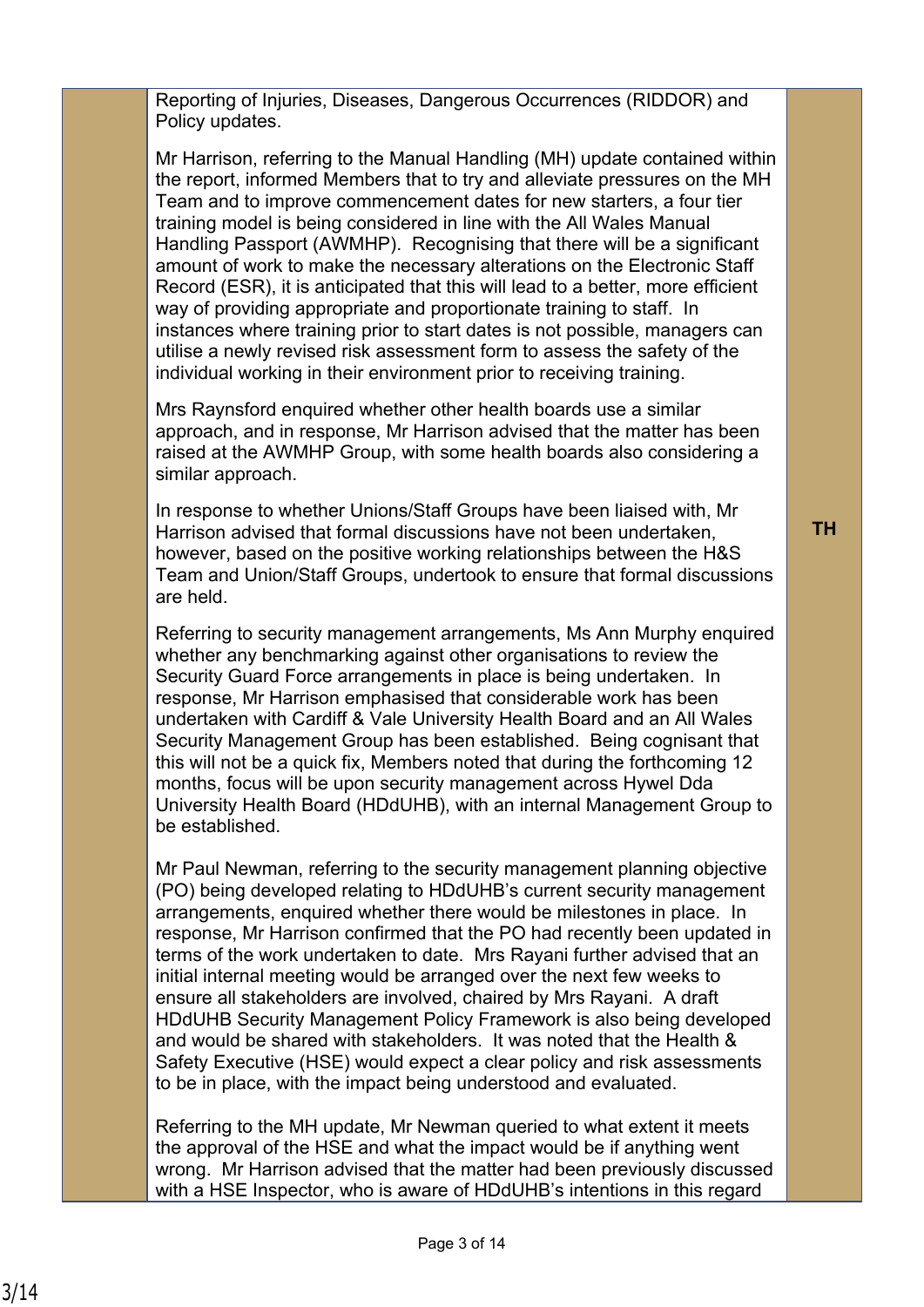| | | |
|---|---|---|
| | Reporting of Injuries, Diseases, Dangerous Occurrences (RIDDOR) and Policy updates.<br><br>Mr Harrison, referring to the Manual Handling (MH) update contained within the report, informed Members that to try and alleviate pressures on the MH Team and to improve commencement dates for new starters, a four tier training model is being considered in line with the All Wales Manual Handling Passport (AWMHP). Recognising that there will be a significant amount of work to make the necessary alterations on the Electronic Staff Record (ESR), it is anticipated that this will lead to a better, more efficient way of providing appropriate and proportionate training to staff. In instances where training prior to start dates is not possible, managers can utilise a newly revised risk assessment form to assess the safety of the individual working in their environment prior to receiving training.<br><br>Mrs Raynsford enquired whether other health boards use a similar approach, and in response, Mr Harrison advised that the matter has been raised at the AWMHP Group, with some health boards also considering a similar approach.<br><br>In response to whether Unions/Staff Groups have been liaised with, Mr Harrison advised that formal discussions have not been undertaken, however, based on the positive working relationships between the H&S Team and Union/Staff Groups, undertook to ensure that formal discussions are held.<br><br>Referring to security management arrangements, Ms Ann Murphy enquired whether any benchmarking against other organisations to review the Security Guard Force arrangements in place is being undertaken. In response, Mr Harrison emphasised that considerable work has been undertaken with Cardiff & Vale University Health Board and an All Wales Security Management Group has been established. Being cognisant that this will not be a quick fix, Members noted that during the forthcoming 12 months, focus will be upon security management across Hywel Dda University Health Board (HDdUHB), with an internal Management Group to be established.<br><br>Mr Paul Newman, referring to the security management planning objective (PO) being developed relating to HDdUHB's current security management arrangements, enquired whether there would be milestones in place. In response, Mr Harrison confirmed that the PO had recently been updated in terms of the work undertaken to date. Mrs Rayani further advised that an initial internal meeting would be arranged over the next few weeks to ensure all stakeholders are involved, chaired by Mrs Rayani. A draft HDdUHB Security Management Policy Framework is also being developed and would be shared with stakeholders. It was noted that the Health & Safety Executive (HSE) would expect a clear policy and risk assessments to be in place, with the impact being understood and evaluated.<br><br>Referring to the MH update, Mr Newman queried to what extent it meets the approval of the HSE and what the impact would be if anything went wrong. Mr Harrison advised that the matter had been previously discussed with a HSE Inspector, who is aware of HDdUHB's intentions in this regard | **TH** |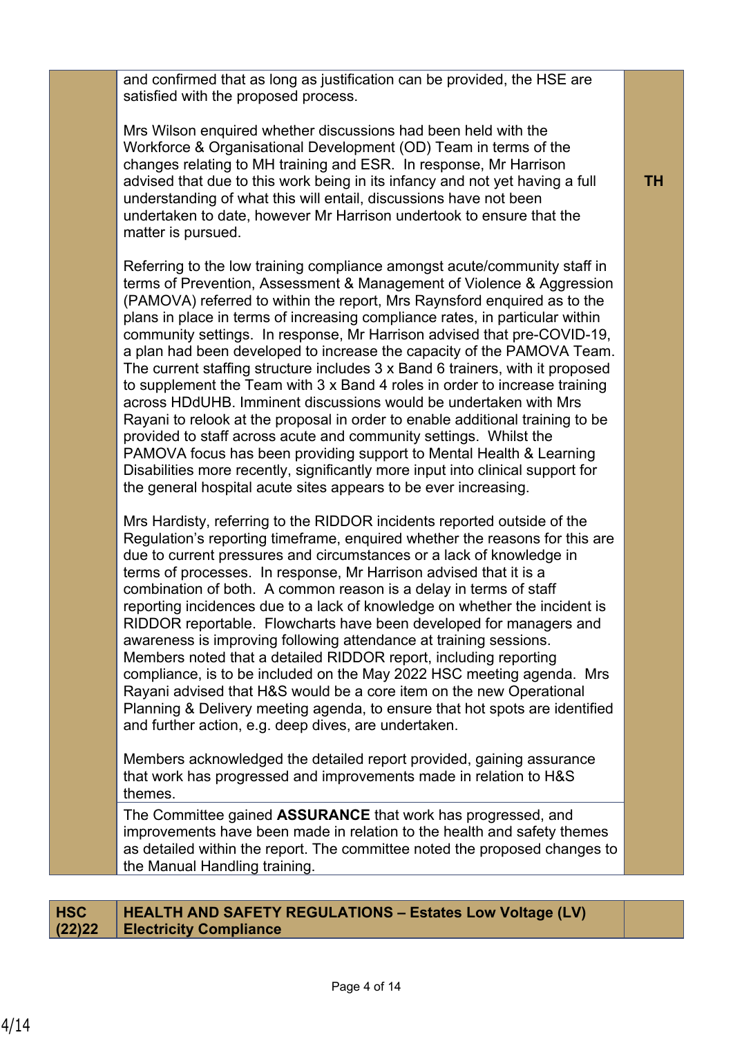| | | |
|---|---|---|
| | and confirmed that as long as justification can be provided, the HSE are satisfied with the proposed process.<br><br>Mrs Wilson enquired whether discussions had been held with the Workforce & Organisational Development (OD) Team in terms of the changes relating to MH training and ESR. In response, Mr Harrison advised that due to this work being in its infancy and not yet having a full understanding of what this will entail, discussions have not been undertaken to date, however Mr Harrison undertook to ensure that the matter is pursued.<br><br>Referring to the low training compliance amongst acute/community staff in terms of Prevention, Assessment & Management of Violence & Aggression (PAMOVA) referred to within the report, Mrs Raynsford enquired as to the plans in place in terms of increasing compliance rates, in particular within community settings. In response, Mr Harrison advised that pre-COVID-19, a plan had been developed to increase the capacity of the PAMOVA Team. The current staffing structure includes 3 x Band 6 trainers, with it proposed to supplement the Team with 3 x Band 4 roles in order to increase training across HDdUHB. Imminent discussions would be undertaken with Mrs Rayani to relook at the proposal in order to enable additional training to be provided to staff across acute and community settings. Whilst the PAMOVA focus has been providing support to Mental Health & Learning Disabilities more recently, significantly more input into clinical support for the general hospital acute sites appears to be ever increasing.<br><br>Mrs Hardisty, referring to the RIDDOR incidents reported outside of the Regulation's reporting timeframe, enquired whether the reasons for this are due to current pressures and circumstances or a lack of knowledge in terms of processes. In response, Mr Harrison advised that it is a combination of both. A common reason is a delay in terms of staff reporting incidences due to a lack of knowledge on whether the incident is RIDDOR reportable. Flowcharts have been developed for managers and awareness is improving following attendance at training sessions. Members noted that a detailed RIDDOR report, including reporting compliance, is to be included on the May 2022 HSC meeting agenda. Mrs Rayani advised that H&S would be a core item on the new Operational Planning & Delivery meeting agenda, to ensure that hot spots are identified and further action, e.g. deep dives, are undertaken.<br><br>Members acknowledged the detailed report provided, gaining assurance that work has progressed and improvements made in relation to H&S themes. | **TH** |
| | The Committee gained **ASSURANCE** that work has progressed, and improvements have been made in relation to the health and safety themes as detailed within the report. The committee noted the proposed changes to the Manual Handling training. | |

| | | |
|---|---|---|
| **HSC (22)22** | **HEALTH AND SAFETY REGULATIONS – Estates Low Voltage (LV) Electricity Compliance** | |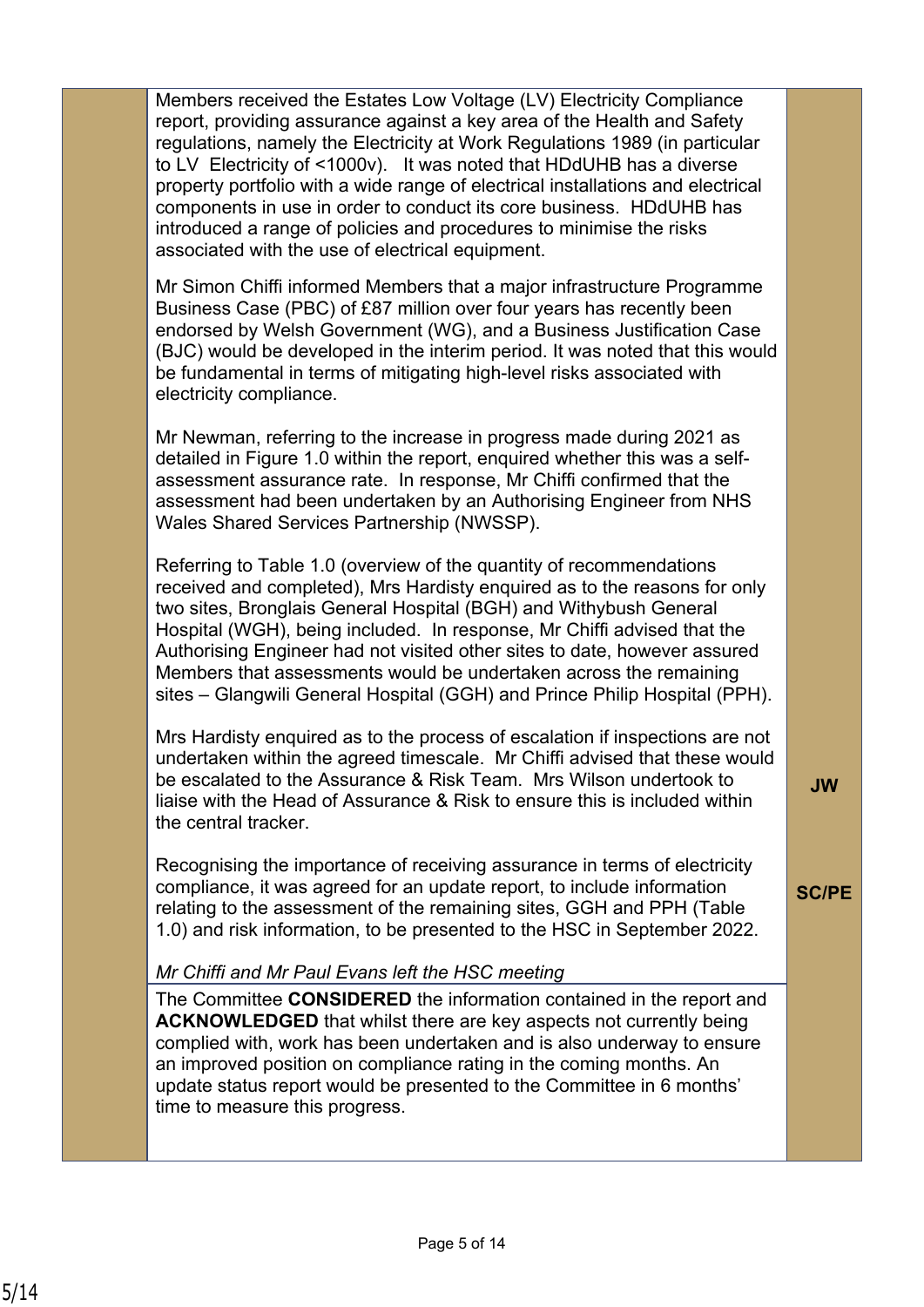| | | |
|---|---|---|
| | Members received the Estates Low Voltage (LV) Electricity Compliance report, providing assurance against a key area of the Health and Safety regulations, namely the Electricity at Work Regulations 1989 (in particular to LV Electricity of <1000v). It was noted that HDdUHB has a diverse property portfolio with a wide range of electrical installations and electrical components in use in order to conduct its core business. HDdUHB has introduced a range of policies and procedures to minimise the risks associated with the use of electrical equipment.<br><br>Mr Simon Chiffi informed Members that a major infrastructure Programme Business Case (PBC) of £87 million over four years has recently been endorsed by Welsh Government (WG), and a Business Justification Case (BJC) would be developed in the interim period. It was noted that this would be fundamental in terms of mitigating high-level risks associated with electricity compliance.<br><br>Mr Newman, referring to the increase in progress made during 2021 as detailed in Figure 1.0 within the report, enquired whether this was a self-assessment assurance rate. In response, Mr Chiffi confirmed that the assessment had been undertaken by an Authorising Engineer from NHS Wales Shared Services Partnership (NWSSP).<br><br>Referring to Table 1.0 (overview of the quantity of recommendations received and completed), Mrs Hardisty enquired as to the reasons for only two sites, Bronglais General Hospital (BGH) and Withybush General Hospital (WGH), being included. In response, Mr Chiffi advised that the Authorising Engineer had not visited other sites to date, however assured Members that assessments would be undertaken across the remaining sites – Glangwili General Hospital (GGH) and Prince Philip Hospital (PPH).<br><br>Mrs Hardisty enquired as to the process of escalation if inspections are not undertaken within the agreed timescale. Mr Chiffi advised that these would be escalated to the Assurance & Risk Team. Mrs Wilson undertook to liaise with the Head of Assurance & Risk to ensure this is included within the central tracker.<br><br>Recognising the importance of receiving assurance in terms of electricity compliance, it was agreed for an update report, to include information relating to the assessment of the remaining sites, GGH and PPH (Table 1.0) and risk information, to be presented to the HSC in September 2022.<br><br>*Mr Chiffi and Mr Paul Evans left the HSC meeting* | **JW**<br><br>**SC/PE** |
| | The Committee **CONSIDERED** the information contained in the report and **ACKNOWLEDGED** that whilst there are key aspects not currently being complied with, work has been undertaken and is also underway to ensure an improved position on compliance rating in the coming months. An update status report would be presented to the Committee in 6 months' time to measure this progress. | |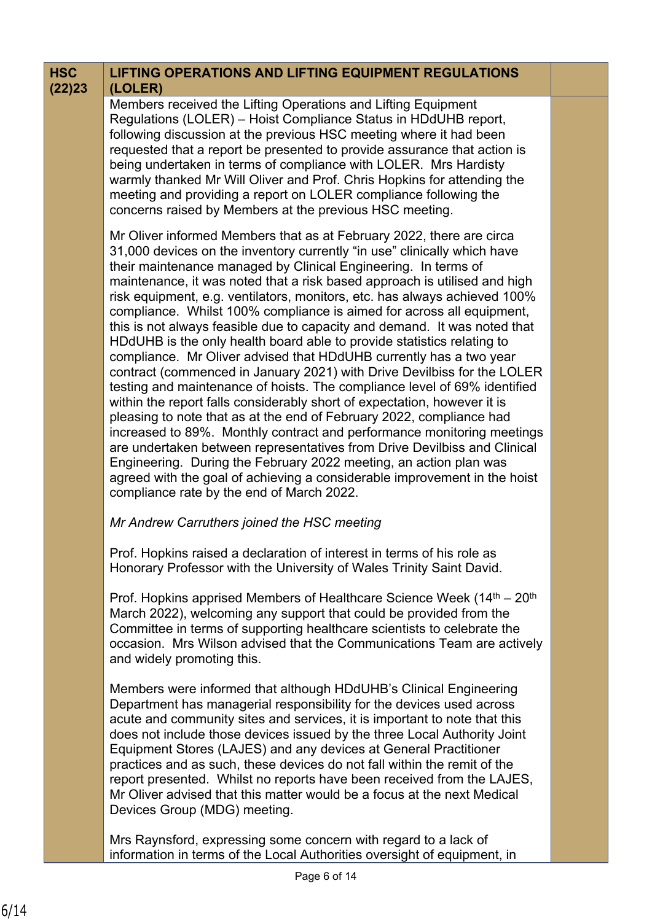| HSC (22)23 | LIFTING OPERATIONS AND LIFTING EQUIPMENT REGULATIONS (LOLER) | |
|---|---|---|
| | Members received the Lifting Operations and Lifting Equipment Regulations (LOLER) – Hoist Compliance Status in HDdUHB report, following discussion at the previous HSC meeting where it had been requested that a report be presented to provide assurance that action is being undertaken in terms of compliance with LOLER. Mrs Hardisty warmly thanked Mr Will Oliver and Prof. Chris Hopkins for attending the meeting and providing a report on LOLER compliance following the concerns raised by Members at the previous HSC meeting.<br><br>Mr Oliver informed Members that as at February 2022, there are circa 31,000 devices on the inventory currently "in use" clinically which have their maintenance managed by Clinical Engineering. In terms of maintenance, it was noted that a risk based approach is utilised and high risk equipment, e.g. ventilators, monitors, etc. has always achieved 100% compliance. Whilst 100% compliance is aimed for across all equipment, this is not always feasible due to capacity and demand. It was noted that HDdUHB is the only health board able to provide statistics relating to compliance. Mr Oliver advised that HDdUHB currently has a two year contract (commenced in January 2021) with Drive Devilbiss for the LOLER testing and maintenance of hoists. The compliance level of 69% identified within the report falls considerably short of expectation, however it is pleasing to note that as at the end of February 2022, compliance had increased to 89%. Monthly contract and performance monitoring meetings are undertaken between representatives from Drive Devilbiss and Clinical Engineering. During the February 2022 meeting, an action plan was agreed with the goal of achieving a considerable improvement in the hoist compliance rate by the end of March 2022.<br><br>*Mr Andrew Carruthers joined the HSC meeting*<br><br>Prof. Hopkins raised a declaration of interest in terms of his role as Honorary Professor with the University of Wales Trinity Saint David.<br><br>Prof. Hopkins apprised Members of Healthcare Science Week (14th – 20th March 2022), welcoming any support that could be provided from the Committee in terms of supporting healthcare scientists to celebrate the occasion. Mrs Wilson advised that the Communications Team are actively and widely promoting this.<br><br>Members were informed that although HDdUHB's Clinical Engineering Department has managerial responsibility for the devices used across acute and community sites and services, it is important to note that this does not include those devices issued by the three Local Authority Joint Equipment Stores (LAJES) and any devices at General Practitioner practices and as such, these devices do not fall within the remit of the report presented. Whilst no reports have been received from the LAJES, Mr Oliver advised that this matter would be a focus at the next Medical Devices Group (MDG) meeting.<br><br>Mrs Raynsford, expressing some concern with regard to a lack of information in terms of the Local Authorities oversight of equipment, in | |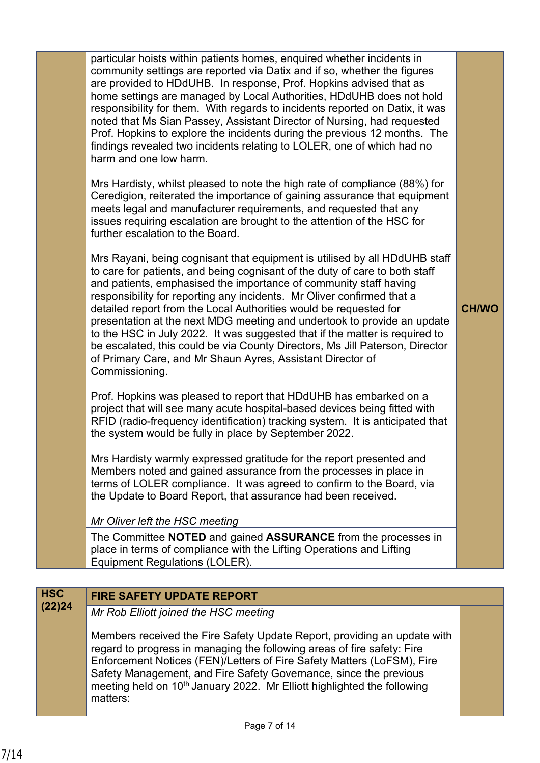| | | |
|---|---|---|
| | particular hoists within patients homes, enquired whether incidents in community settings are reported via Datix and if so, whether the figures are provided to HDdUHB. In response, Prof. Hopkins advised that as home settings are managed by Local Authorities, HDdUHB does not hold responsibility for them. With regards to incidents reported on Datix, it was noted that Ms Sian Passey, Assistant Director of Nursing, had requested Prof. Hopkins to explore the incidents during the previous 12 months. The findings revealed two incidents relating to LOLER, one of which had no harm and one low harm.<br><br>Mrs Hardisty, whilst pleased to note the high rate of compliance (88%) for Ceredigion, reiterated the importance of gaining assurance that equipment meets legal and manufacturer requirements, and requested that any issues requiring escalation are brought to the attention of the HSC for further escalation to the Board.<br><br>Mrs Rayani, being cognisant that equipment is utilised by all HDdUHB staff to care for patients, and being cognisant of the duty of care to both staff and patients, emphasised the importance of community staff having responsibility for reporting any incidents. Mr Oliver confirmed that a detailed report from the Local Authorities would be requested for presentation at the next MDG meeting and undertook to provide an update to the HSC in July 2022. It was suggested that if the matter is required to be escalated, this could be via County Directors, Ms Jill Paterson, Director of Primary Care, and Mr Shaun Ayres, Assistant Director of Commissioning.<br><br>Prof. Hopkins was pleased to report that HDdUHB has embarked on a project that will see many acute hospital-based devices being fitted with RFID (radio-frequency identification) tracking system. It is anticipated that the system would be fully in place by September 2022.<br><br>Mrs Hardisty warmly expressed gratitude for the report presented and Members noted and gained assurance from the processes in place in terms of LOLER compliance. It was agreed to confirm to the Board, via the Update to Board Report, that assurance had been received.<br><br>*Mr Oliver left the HSC meeting* | **CH/WO** |
| | The Committee **NOTED** and gained **ASSURANCE** from the processes in place in terms of compliance with the Lifting Operations and Lifting Equipment Regulations (LOLER). | |

| | | |
|---|---|---|
| **HSC (22)24** | **FIRE SAFETY UPDATE REPORT** | |
| | *Mr Rob Elliott joined the HSC meeting*<br><br>Members received the Fire Safety Update Report, providing an update with regard to progress in managing the following areas of fire safety: Fire Enforcement Notices (FEN)/Letters of Fire Safety Matters (LoFSM), Fire Safety Management, and Fire Safety Governance, since the previous meeting held on 10th January 2022. Mr Elliott highlighted the following matters: | |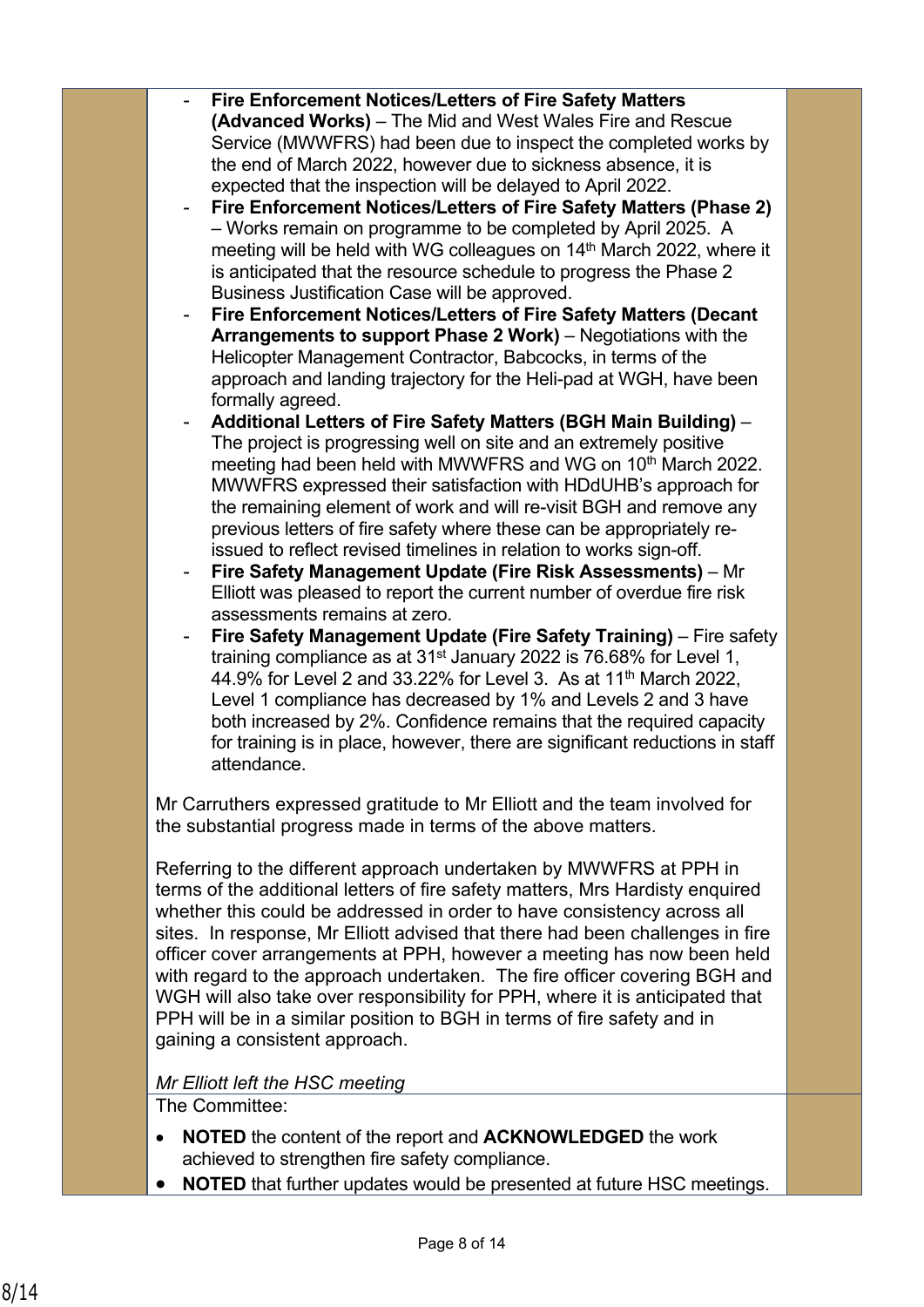- **Fire Enforcement Notices/Letters of Fire Safety Matters (Advanced Works)** – The Mid and West Wales Fire and Rescue Service (MWWFRS) had been due to inspect the completed works by the end of March 2022, however due to sickness absence, it is expected that the inspection will be delayed to April 2022.
- **Fire Enforcement Notices/Letters of Fire Safety Matters (Phase 2)** – Works remain on programme to be completed by April 2025. A meeting will be held with WG colleagues on 14th March 2022, where it is anticipated that the resource schedule to progress the Phase 2 Business Justification Case will be approved.
- **Fire Enforcement Notices/Letters of Fire Safety Matters (Decant Arrangements to support Phase 2 Work)** – Negotiations with the Helicopter Management Contractor, Babcocks, in terms of the approach and landing trajectory for the Heli-pad at WGH, have been formally agreed.
- **Additional Letters of Fire Safety Matters (BGH Main Building)** – The project is progressing well on site and an extremely positive meeting had been held with MWWFRS and WG on 10th March 2022. MWWFRS expressed their satisfaction with HDdUHB's approach for the remaining element of work and will re-visit BGH and remove any previous letters of fire safety where these can be appropriately re-issued to reflect revised timelines in relation to works sign-off.
- **Fire Safety Management Update (Fire Risk Assessments)** – Mr Elliott was pleased to report the current number of overdue fire risk assessments remains at zero.
- **Fire Safety Management Update (Fire Safety Training)** – Fire safety training compliance as at 31st January 2022 is 76.68% for Level 1, 44.9% for Level 2 and 33.22% for Level 3. As at 11th March 2022, Level 1 compliance has decreased by 1% and Levels 2 and 3 have both increased by 2%. Confidence remains that the required capacity for training is in place, however, there are significant reductions in staff attendance.

Mr Carruthers expressed gratitude to Mr Elliott and the team involved for the substantial progress made in terms of the above matters.

Referring to the different approach undertaken by MWWFRS at PPH in terms of the additional letters of fire safety matters, Mrs Hardisty enquired whether this could be addressed in order to have consistency across all sites. In response, Mr Elliott advised that there had been challenges in fire officer cover arrangements at PPH, however a meeting has now been held with regard to the approach undertaken. The fire officer covering BGH and WGH will also take over responsibility for PPH, where it is anticipated that PPH will be in a similar position to BGH in terms of fire safety and in gaining a consistent approach.

*Mr Elliott left the HSC meeting*

The Committee:

- **NOTED** the content of the report and **ACKNOWLEDGED** the work achieved to strengthen fire safety compliance.
- **NOTED** that further updates would be presented at future HSC meetings.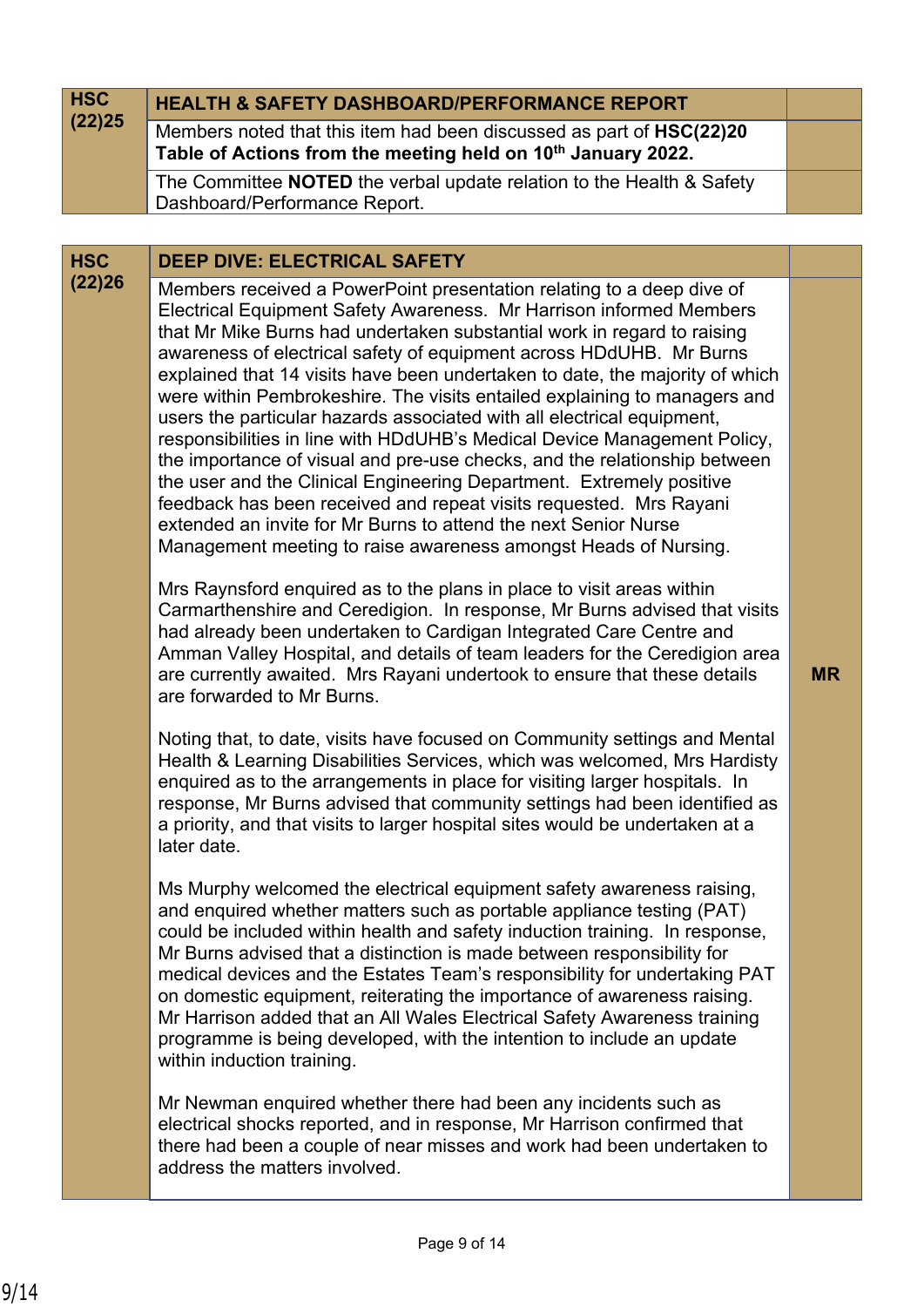| HSC (22)25 | **HEALTH & SAFETY DASHBOARD/PERFORMANCE REPORT** | |
|---|---|---|
| | Members noted that this item had been discussed as part of **HSC(22)20 Table of Actions from the meeting held on 10th January 2022.** | |
| | The Committee **NOTED** the verbal update relation to the Health & Safety Dashboard/Performance Report. | |

| HSC (22)26 | **DEEP DIVE: ELECTRICAL SAFETY** | |
|---|---|---|
| | Members received a PowerPoint presentation relating to a deep dive of Electrical Equipment Safety Awareness. Mr Harrison informed Members that Mr Mike Burns had undertaken substantial work in regard to raising awareness of electrical safety of equipment across HDdUHB. Mr Burns explained that 14 visits have been undertaken to date, the majority of which were within Pembrokeshire. The visits entailed explaining to managers and users the particular hazards associated with all electrical equipment, responsibilities in line with HDdUHB's Medical Device Management Policy, the importance of visual and pre-use checks, and the relationship between the user and the Clinical Engineering Department. Extremely positive feedback has been received and repeat visits requested. Mrs Rayani extended an invite for Mr Burns to attend the next Senior Nurse Management meeting to raise awareness amongst Heads of Nursing.<br><br>Mrs Raynsford enquired as to the plans in place to visit areas within Carmarthenshire and Ceredigion. In response, Mr Burns advised that visits had already been undertaken to Cardigan Integrated Care Centre and Amman Valley Hospital, and details of team leaders for the Ceredigion area are currently awaited. Mrs Rayani undertook to ensure that these details are forwarded to Mr Burns.<br><br>Noting that, to date, visits have focused on Community settings and Mental Health & Learning Disabilities Services, which was welcomed, Mrs Hardisty enquired as to the arrangements in place for visiting larger hospitals. In response, Mr Burns advised that community settings had been identified as a priority, and that visits to larger hospital sites would be undertaken at a later date.<br><br>Ms Murphy welcomed the electrical equipment safety awareness raising, and enquired whether matters such as portable appliance testing (PAT) could be included within health and safety induction training. In response, Mr Burns advised that a distinction is made between responsibility for medical devices and the Estates Team's responsibility for undertaking PAT on domestic equipment, reiterating the importance of awareness raising. Mr Harrison added that an All Wales Electrical Safety Awareness training programme is being developed, with the intention to include an update within induction training.<br><br>Mr Newman enquired whether there had been any incidents such as electrical shocks reported, and in response, Mr Harrison confirmed that there had been a couple of near misses and work had been undertaken to address the matters involved. | **MR** |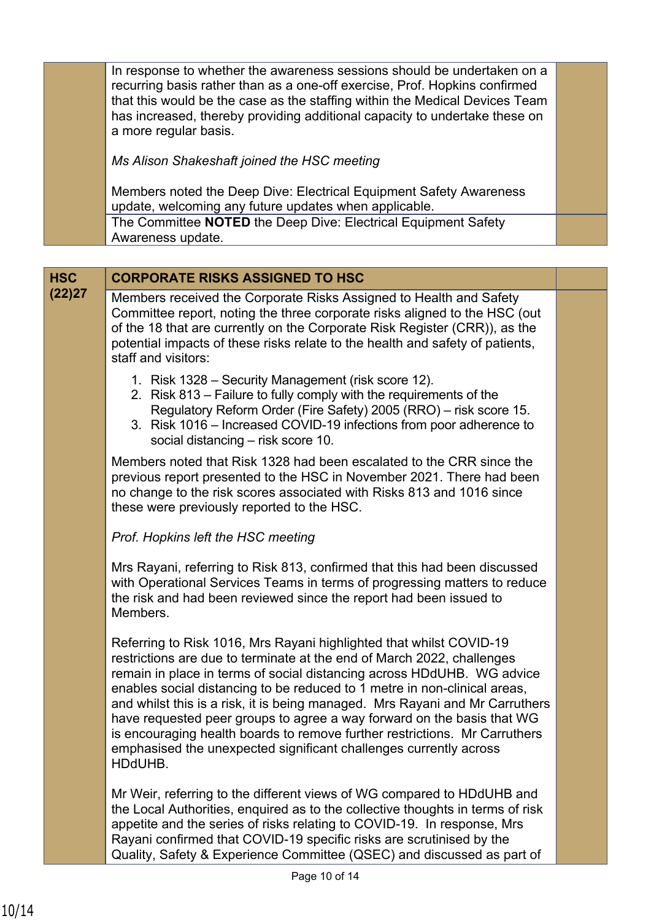| | | |
|---|---|---|
| | In response to whether the awareness sessions should be undertaken on a recurring basis rather than as a one-off exercise, Prof. Hopkins confirmed that this would be the case as the staffing within the Medical Devices Team has increased, thereby providing additional capacity to undertake these on a more regular basis.<br><br>*Ms Alison Shakeshaft joined the HSC meeting*<br><br>Members noted the Deep Dive: Electrical Equipment Safety Awareness update, welcoming any future updates when applicable. | |
| | The Committee **NOTED** the Deep Dive: Electrical Equipment Safety Awareness update. | |

| | | |
|---|---|---|
| **HSC (22)27** | **CORPORATE RISKS ASSIGNED TO HSC** | |
| | Members received the Corporate Risks Assigned to Health and Safety Committee report, noting the three corporate risks aligned to the HSC (out of the 18 that are currently on the Corporate Risk Register (CRR)), as the potential impacts of these risks relate to the health and safety of patients, staff and visitors:<br><br>1. Risk 1328 – Security Management (risk score 12).<br>2. Risk 813 – Failure to fully comply with the requirements of the Regulatory Reform Order (Fire Safety) 2005 (RRO) – risk score 15.<br>3. Risk 1016 – Increased COVID-19 infections from poor adherence to social distancing – risk score 10.<br><br>Members noted that Risk 1328 had been escalated to the CRR since the previous report presented to the HSC in November 2021. There had been no change to the risk scores associated with Risks 813 and 1016 since these were previously reported to the HSC.<br><br>*Prof. Hopkins left the HSC meeting*<br><br>Mrs Rayani, referring to Risk 813, confirmed that this had been discussed with Operational Services Teams in terms of progressing matters to reduce the risk and had been reviewed since the report had been issued to Members.<br><br>Referring to Risk 1016, Mrs Rayani highlighted that whilst COVID-19 restrictions are due to terminate at the end of March 2022, challenges remain in place in terms of social distancing across HDdUHB. WG advice enables social distancing to be reduced to 1 metre in non-clinical areas, and whilst this is a risk, it is being managed. Mrs Rayani and Mr Carruthers have requested peer groups to agree a way forward on the basis that WG is encouraging health boards to remove further restrictions. Mr Carruthers emphasised the unexpected significant challenges currently across HDdUHB.<br><br>Mr Weir, referring to the different views of WG compared to HDdUHB and the Local Authorities, enquired as to the collective thoughts in terms of risk appetite and the series of risks relating to COVID-19. In response, Mrs Rayani confirmed that COVID-19 specific risks are scrutinised by the Quality, Safety & Experience Committee (QSEC) and discussed as part of | |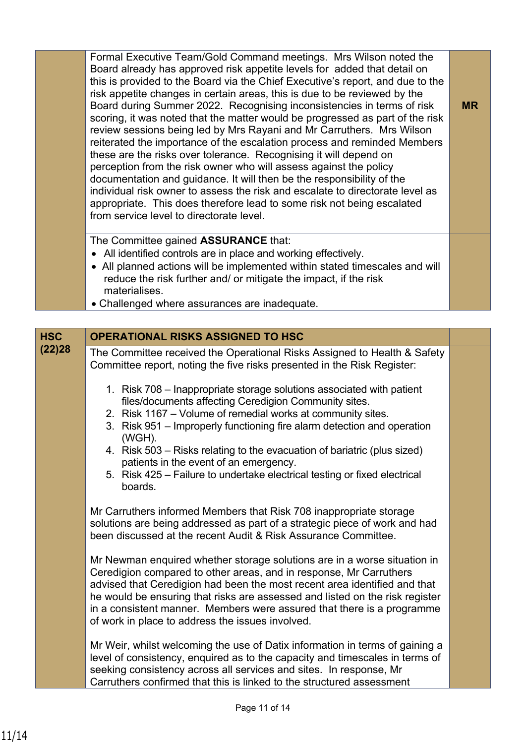| | | |
|---|---|---|
| | Formal Executive Team/Gold Command meetings. Mrs Wilson noted the Board already has approved risk appetite levels for added that detail on this is provided to the Board via the Chief Executive's report, and due to the risk appetite changes in certain areas, this is due to be reviewed by the Board during Summer 2022. Recognising inconsistencies in terms of risk scoring, it was noted that the matter would be progressed as part of the risk review sessions being led by Mrs Rayani and Mr Carruthers. Mrs Wilson reiterated the importance of the escalation process and reminded Members these are the risks over tolerance. Recognising it will depend on perception from the risk owner who will assess against the policy documentation and guidance. It will then be the responsibility of the individual risk owner to assess the risk and escalate to directorate level as appropriate. This does therefore lead to some risk not being escalated from service level to directorate level. | **MR** |
| | The Committee gained **ASSURANCE** that:<br>• All identified controls are in place and working effectively.<br>• All planned actions will be implemented within stated timescales and will reduce the risk further and/ or mitigate the impact, if the risk materialises.<br>• Challenged where assurances are inadequate. | |

| | | |
|---|---|---|
| **HSC (22)28** | **OPERATIONAL RISKS ASSIGNED TO HSC** | |
| | The Committee received the Operational Risks Assigned to Health & Safety Committee report, noting the five risks presented in the Risk Register:<br><br>1. Risk 708 – Inappropriate storage solutions associated with patient files/documents affecting Ceredigion Community sites.<br>2. Risk 1167 – Volume of remedial works at community sites.<br>3. Risk 951 – Improperly functioning fire alarm detection and operation (WGH).<br>4. Risk 503 – Risks relating to the evacuation of bariatric (plus sized) patients in the event of an emergency.<br>5. Risk 425 – Failure to undertake electrical testing or fixed electrical boards.<br><br>Mr Carruthers informed Members that Risk 708 inappropriate storage solutions are being addressed as part of a strategic piece of work and had been discussed at the recent Audit & Risk Assurance Committee.<br><br>Mr Newman enquired whether storage solutions are in a worse situation in Ceredigion compared to other areas, and in response, Mr Carruthers advised that Ceredigion had been the most recent area identified and that he would be ensuring that risks are assessed and listed on the risk register in a consistent manner. Members were assured that there is a programme of work in place to address the issues involved.<br><br>Mr Weir, whilst welcoming the use of Datix information in terms of gaining a level of consistency, enquired as to the capacity and timescales in terms of seeking consistency across all services and sites. In response, Mr Carruthers confirmed that this is linked to the structured assessment | |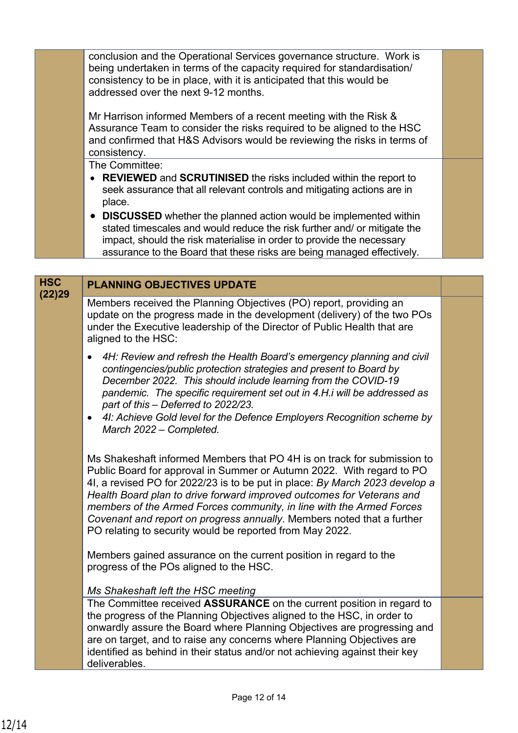conclusion and the Operational Services governance structure. Work is being undertaken in terms of the capacity required for standardisation/ consistency to be in place, with it is anticipated that this would be addressed over the next 9-12 months.

Mr Harrison informed Members of a recent meeting with the Risk & Assurance Team to consider the risks required to be aligned to the HSC and confirmed that H&S Advisors would be reviewing the risks in terms of consistency.

The Committee:

- **REVIEWED** and **SCRUTINISED** the risks included within the report to seek assurance that all relevant controls and mitigating actions are in place.
- **DISCUSSED** whether the planned action would be implemented within stated timescales and would reduce the risk further and/ or mitigate the impact, should the risk materialise in order to provide the necessary assurance to the Board that these risks are being managed effectively.

**HSC (22)29**

## PLANNING OBJECTIVES UPDATE

Members received the Planning Objectives (PO) report, providing an update on the progress made in the development (delivery) of the two POs under the Executive leadership of the Director of Public Health that are aligned to the HSC:

- *4H: Review and refresh the Health Board's emergency planning and civil contingencies/public protection strategies and present to Board by December 2022. This should include learning from the COVID-19 pandemic. The specific requirement set out in 4.H.i will be addressed as part of this – Deferred to 2022/23.*
- *4I: Achieve Gold level for the Defence Employers Recognition scheme by March 2022 – Completed.*

Ms Shakeshaft informed Members that PO 4H is on track for submission to Public Board for approval in Summer or Autumn 2022. With regard to PO 4I, a revised PO for 2022/23 is to be put in place: *By March 2023 develop a Health Board plan to drive forward improved outcomes for Veterans and members of the Armed Forces community, in line with the Armed Forces Covenant and report on progress annually*. Members noted that a further PO relating to security would be reported from May 2022.

Members gained assurance on the current position in regard to the progress of the POs aligned to the HSC.

*Ms Shakeshaft left the HSC meeting*

The Committee received **ASSURANCE** on the current position in regard to the progress of the Planning Objectives aligned to the HSC, in order to onwardly assure the Board where Planning Objectives are progressing and are on target, and to raise any concerns where Planning Objectives are identified as behind in their status and/or not achieving against their key deliverables.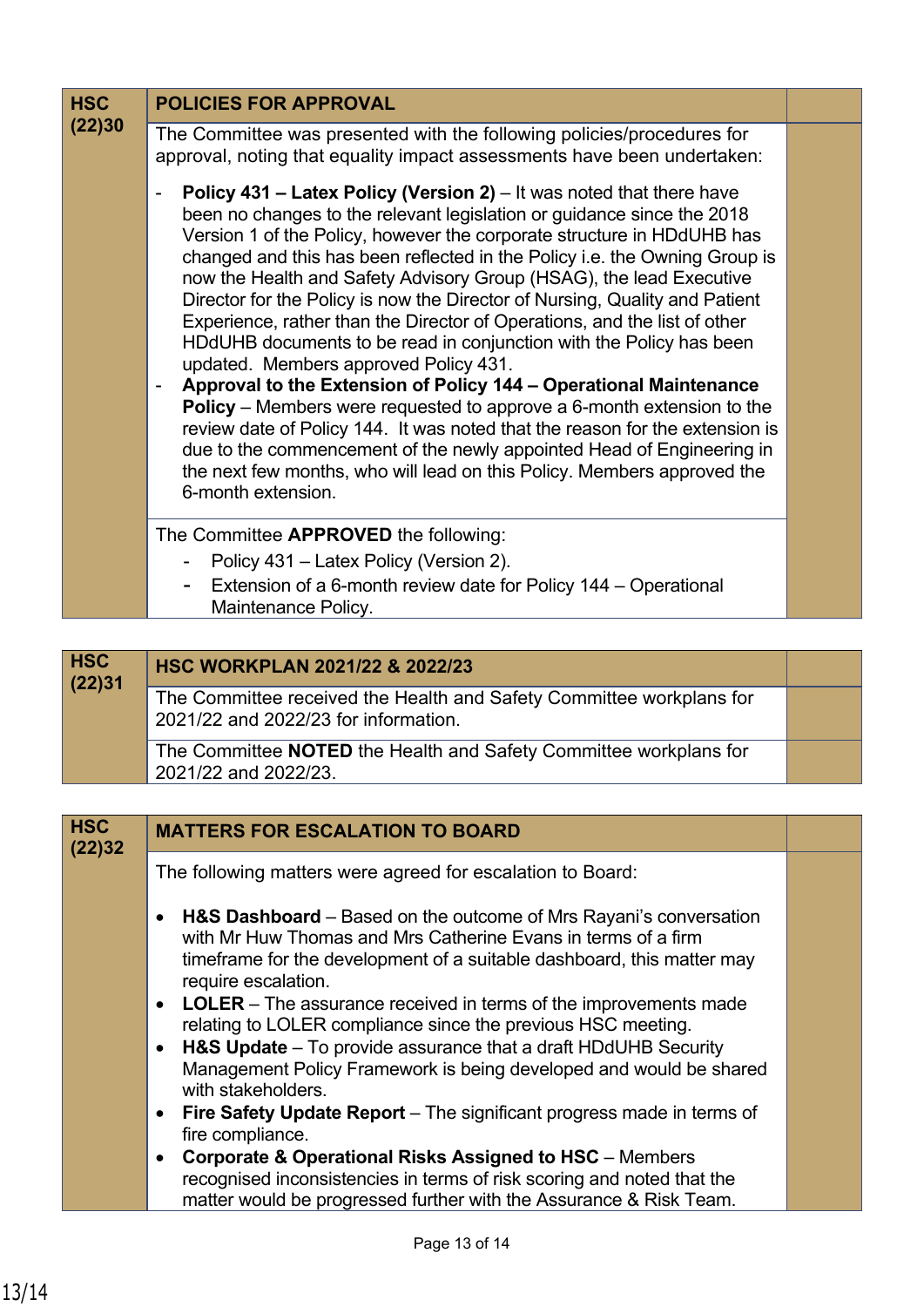| HSC (22)30 | **POLICIES FOR APPROVAL** | |
|---|---|---|
| | The Committee was presented with the following policies/procedures for approval, noting that equality impact assessments have been undertaken:<br><br>- **Policy 431 – Latex Policy (Version 2)** – It was noted that there have been no changes to the relevant legislation or guidance since the 2018 Version 1 of the Policy, however the corporate structure in HDdUHB has changed and this has been reflected in the Policy i.e. the Owning Group is now the Health and Safety Advisory Group (HSAG), the lead Executive Director for the Policy is now the Director of Nursing, Quality and Patient Experience, rather than the Director of Operations, and the list of other HDdUHB documents to be read in conjunction with the Policy has been updated. Members approved Policy 431.<br>- **Approval to the Extension of Policy 144 – Operational Maintenance Policy** – Members were requested to approve a 6-month extension to the review date of Policy 144. It was noted that the reason for the extension is due to the commencement of the newly appointed Head of Engineering in the next few months, who will lead on this Policy. Members approved the 6-month extension. | |
| | The Committee **APPROVED** the following:<br>- Policy 431 – Latex Policy (Version 2).<br>- Extension of a 6-month review date for Policy 144 – Operational Maintenance Policy. | |

| HSC (22)31 | **HSC WORKPLAN 2021/22 & 2022/23** | |
|---|---|---|
| | The Committee received the Health and Safety Committee workplans for 2021/22 and 2022/23 for information. | |
| | The Committee **NOTED** the Health and Safety Committee workplans for 2021/22 and 2022/23. | |

| HSC (22)32 | **MATTERS FOR ESCALATION TO BOARD** | |
|---|---|---|
| | The following matters were agreed for escalation to Board:<br><br>• **H&S Dashboard** – Based on the outcome of Mrs Rayani's conversation with Mr Huw Thomas and Mrs Catherine Evans in terms of a firm timeframe for the development of a suitable dashboard, this matter may require escalation.<br>• **LOLER** – The assurance received in terms of the improvements made relating to LOLER compliance since the previous HSC meeting.<br>• **H&S Update** – To provide assurance that a draft HDdUHB Security Management Policy Framework is being developed and would be shared with stakeholders.<br>• **Fire Safety Update Report** – The significant progress made in terms of fire compliance.<br>• **Corporate & Operational Risks Assigned to HSC** – Members recognised inconsistencies in terms of risk scoring and noted that the matter would be progressed further with the Assurance & Risk Team. | |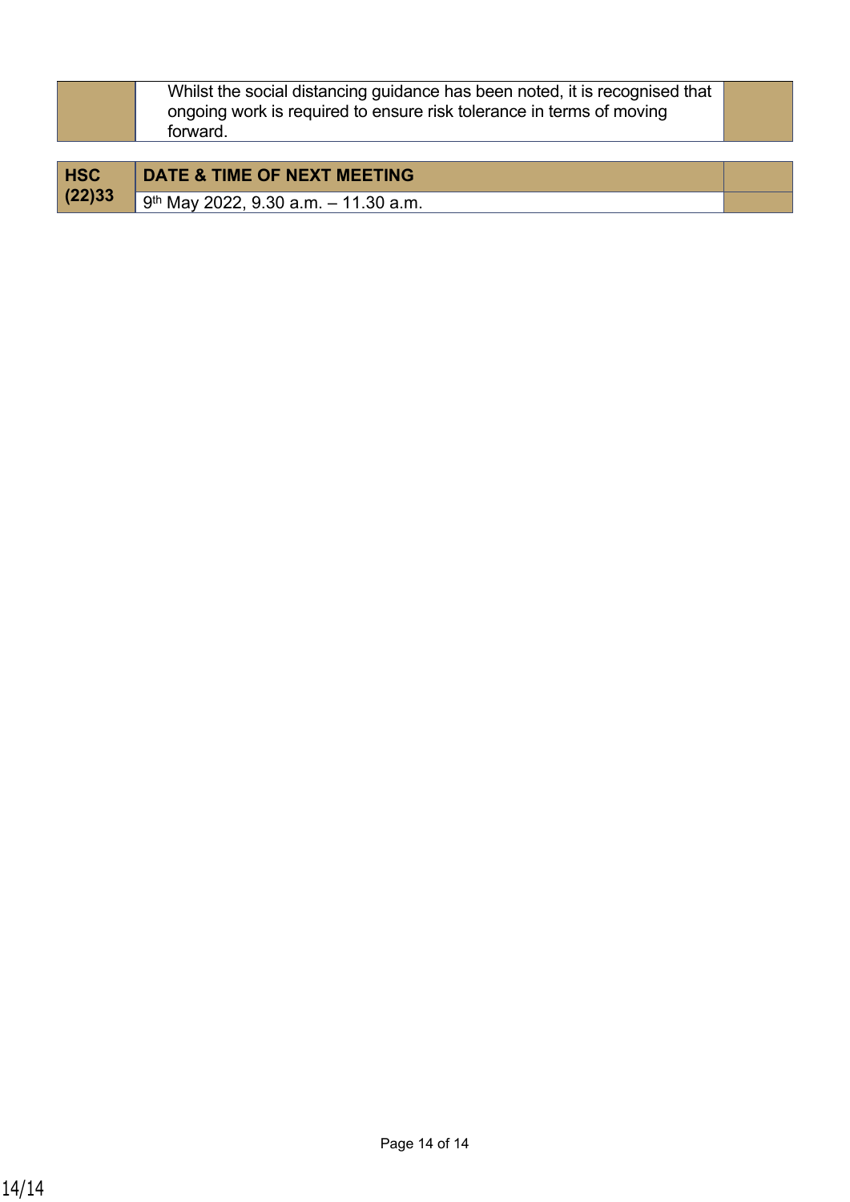| | | |
|---|---|---|
| | Whilst the social distancing guidance has been noted, it is recognised that ongoing work is required to ensure risk tolerance in terms of moving forward. | |

| | | |
|---|---|---|
| **HSC (22)33** | **DATE & TIME OF NEXT MEETING** | |
| | 9th May 2022, 9.30 a.m. – 11.30 a.m. | |